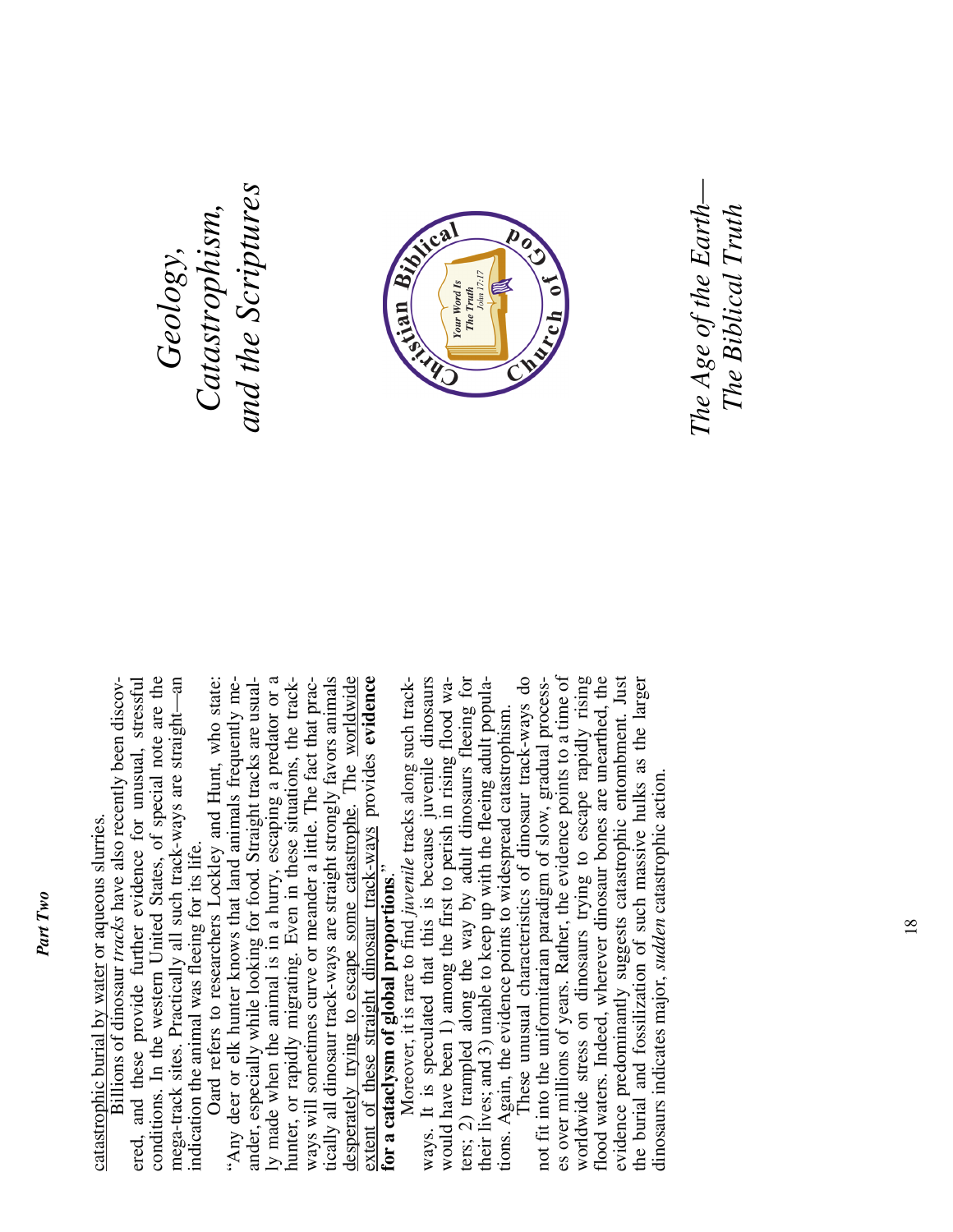catastrophic burial by water or aqueous slurries.

Billions of dinosaur *tracks* have also recently been discovered, and these provide further evidence for unusual, stressful conditions. In the western United States, of special note are the mega-track sites. Practically all such track-ways are straight—an indication the animal was fleeing for its life.

Oard refers to researchers Lockley and Hunt, who state: "Any deer or elk hunter knows that land animals frequently meander, especially while looking for food. Straight tracks are usually made when the animal is in a hurry, escaping a predator or a hunter, or rapidly migrating. Even in these situations, the track-ways will sometimes curve or meander a little. The fact that practically all dinosaur track-ways are straight strongly favors animals desperately trying to escape some catastrophe. The worldwide extent of these straight dinosaur track-ways provides **evidence for a cataclysm of global proportions**."

Moreover, it is rare to find *juvenile* tracks along such track-ways. It is speculated that this is because juvenile dinosaurs would have been 1) among the first to perish in rising flood waters; 2) trampled along the way by adult dinosaurs fleeing for their lives; and 3) unable to keep up with the fleeing adult populations. Again, the evidence points to widespread catastrophism.

These unusual characteristics of dinosaur track-ways do not fit into the uniformitarian paradigm of slow, gradual processes over millions of years. Rather, the evidence points to a time of worldwide stress on dinosaurs trying to escape rapidly rising flood waters. Indeed, wherever dinosaur bones are unearthed, the evidence predominantly suggests catastrophic entombment. Just the burial and fossilization of such massive hulks as the larger dinosaurs indicates major, *sudden* catastrophic action.

# *Geology, Catastrophism, and the Scriptures*

Christian Biblical Church of God

*Your Word Is The Truth* John 17:17

## *The Age of the Earth—The Biblical Truth*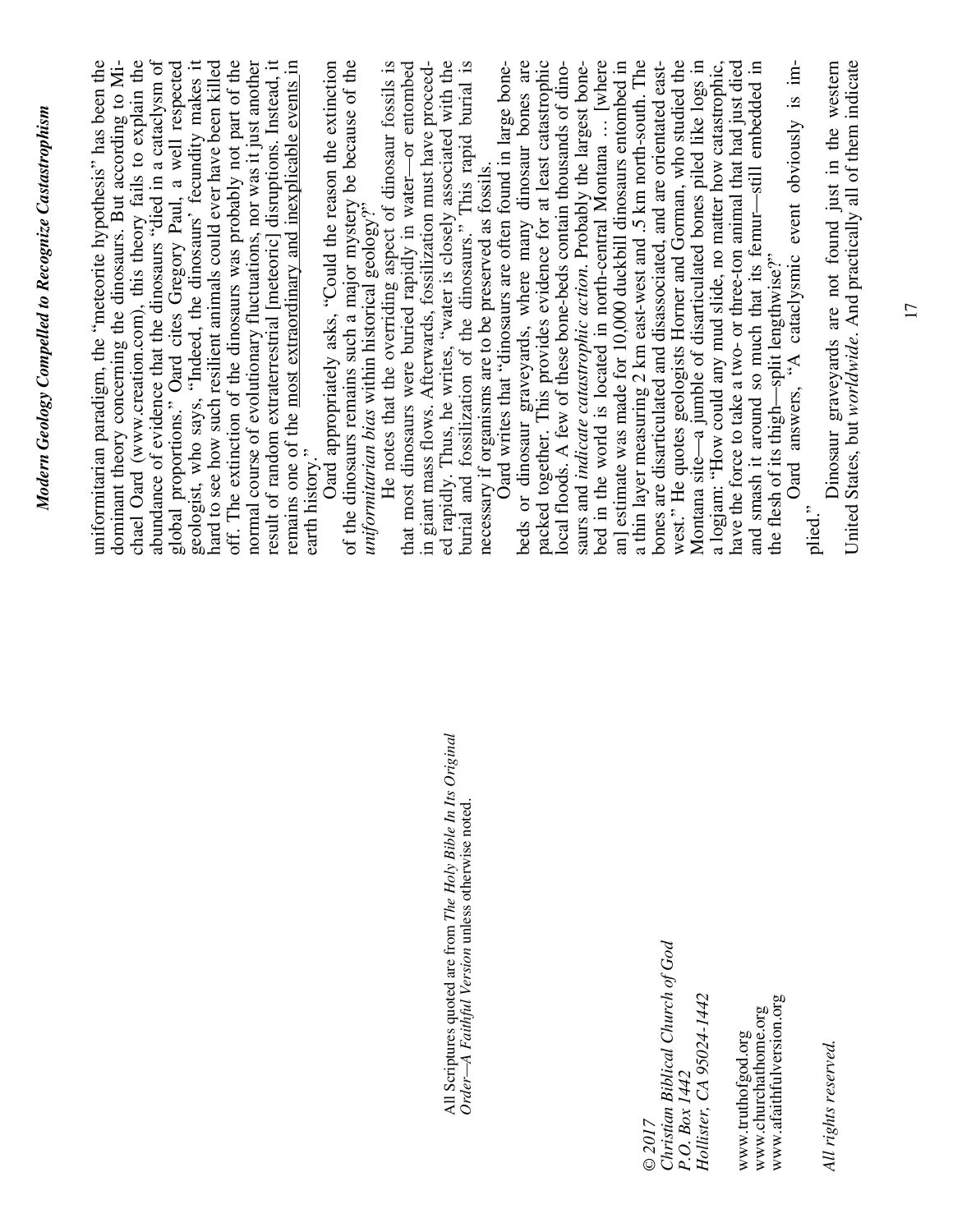All Scriptures quoted are from *The Holy Bible In Its Original Order—A Faithful Version* unless otherwise noted.

*© 2017*
*Christian Biblical Church of God*
*P.O. Box 1442*
*Hollister, CA 95024-1442*

www.truthofgod.org
www.churchathome.org
www.afaithfulversion.org

*All rights reserved.*

uniformitarian paradigm, the "meteorite hypothesis" has been the dominant theory concerning the dinosaurs. But according to Michael Oard (www.creation.com), this theory fails to explain the abundance of evidence that the dinosaurs "died in a cataclysm of global proportions." Oard cites Gregory Paul, a well respected geologist, who says, "Indeed, the dinosaurs' fecundity makes it hard to see how such resilient animals could ever have been killed off. The extinction of the dinosaurs was probably not part of the normal course of evolutionary fluctuations, nor was it just another result of random extraterrestrial [meteoric] disruptions. Instead, it remains one of the most extraordinary and inexplicable events in earth history."

Oard appropriately asks, "Could the reason the extinction of the dinosaurs remains such a major mystery be because of the *uniformitarian bias* within historical geology?"

He notes that the overriding aspect of dinosaur fossils is that most dinosaurs were buried rapidly in water—or entombed in giant mass flows. Afterwards, fossilization must have proceeded rapidly. Thus, he writes, "water is closely associated with the burial and fossilization of the dinosaurs." This rapid burial is necessary if organisms are to be preserved as fossils.

Oard writes that "dinosaurs are often found in large bone-beds or dinosaur graveyards, where many dinosaur bones are packed together. This provides evidence for at least catastrophic local floods. A few of these bone-beds contain thousands of dinosaurs and *indicate catastrophic action*. Probably the largest bone-bed in the world is located in north-central Montana … [where an] estimate was made for 10,000 duckbill dinosaurs entombed in a thin layer measuring 2 km east-west and .5 km north-south. The bones are disarticulated and disassociated, and are orientated east-west." He quotes geologists Horner and Gorman, who studied the Montana site—a jumble of disarticulated bones piled like logs in a logjam: "How could any mud slide, no matter how catastrophic, have the force to take a two- or three-ton animal that had just died and smash it around so much that its femur—still embedded in the flesh of its thigh—split lengthwise?"

Oard answers, "A cataclysmic event obviously is implied."

Dinosaur graveyards are not found just in the western United States, but *worldwide*. And practically all of them indicate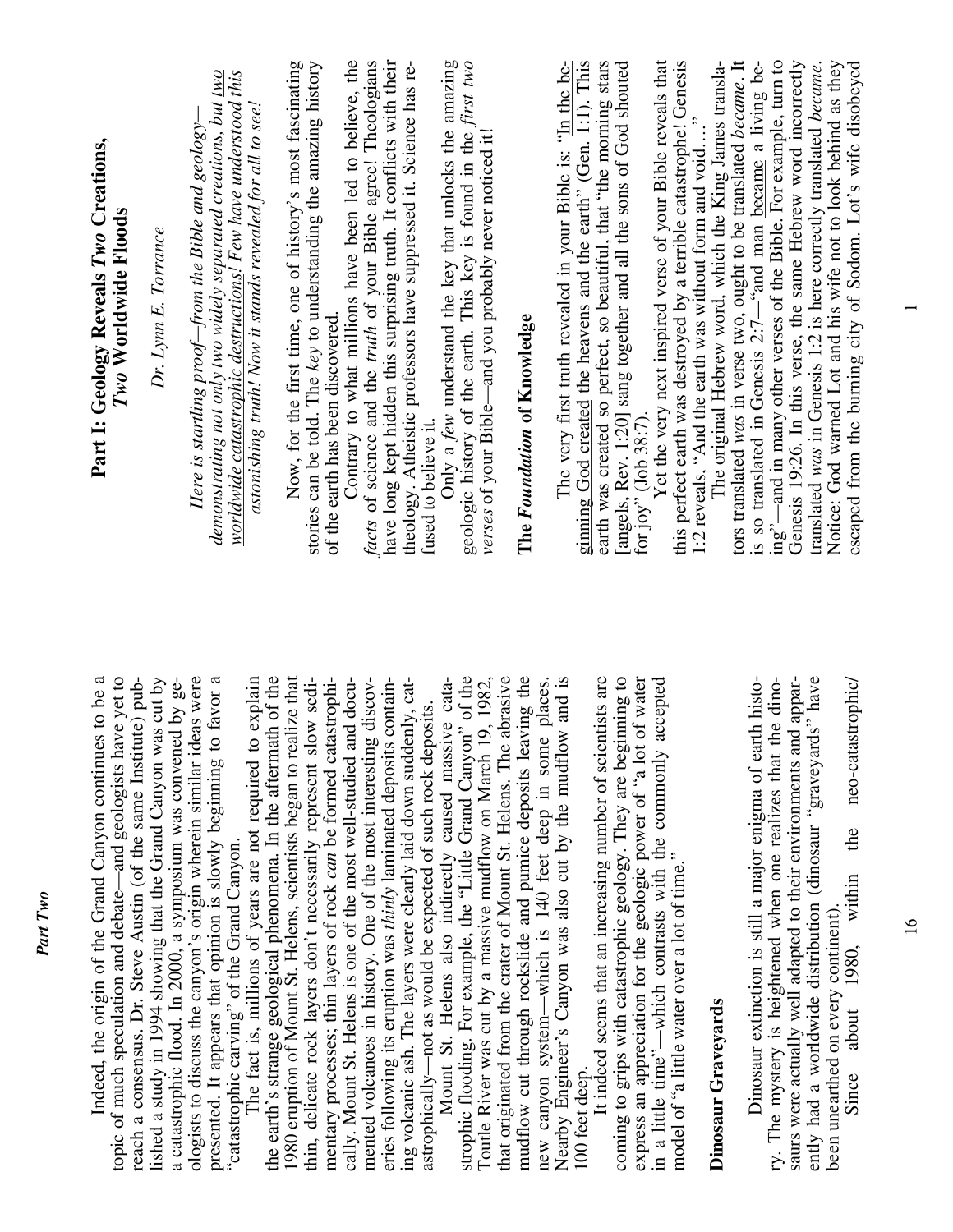Indeed, the origin of the Grand Canyon continues to be a topic of much speculation and debate—and geologists have yet to reach a consensus. Dr. Steve Austin (of the same Institute) published a study in 1994 showing that the Grand Canyon was cut by a catastrophic flood. In 2000, a symposium was convened by geologists to discuss the canyon's origin wherein similar ideas were presented. It appears that opinion is slowly beginning to favor a "catastrophic carving" of the Grand Canyon.

The fact is, millions of years are not required to explain the earth's strange geological phenomena. In the aftermath of the 1980 eruption of Mount St. Helens, scientists began to realize that thin, delicate rock layers don't necessarily represent slow sedimentary processes; thin layers of rock *can* be formed catastrophically. Mount St. Helens is one of the most well-studied and documented volcanoes in history. One of the most interesting discoveries following its eruption was *thinly* laminated deposits containing volcanic ash. The layers were clearly laid down suddenly, catastrophically—not as would be expected of such rock deposits.

Mount St. Helens also indirectly caused massive catastrophic flooding. For example, the "Little Grand Canyon" of the Toutle River was cut by a massive mudflow on March 19, 1982, that originated from the crater of Mount St. Helens. The abrasive mudflow cut through rockslide and pumice deposits leaving the new canyon system—which is 140 feet deep in some places. Nearby Engineer's Canyon was also cut by the mudflow and is 100 feet deep.

It indeed seems that an increasing number of scientists are coming to grips with catastrophic geology. They are beginning to express an appreciation for the geologic power of "a lot of water in a little time"—which contrasts with the commonly accepted model of "a little water over a lot of time."

## Dinosaur Graveyards

Dinosaur extinction is still a major enigma of earth history. The mystery is heightened when one realizes that the dinosaurs were actually well adapted to their environments and apparently had a worldwide distribution (dinosaur "graveyards" have been unearthed on every continent).

Since about 1980, within the neo-catastrophic/

# Part I: Geology Reveals *Two* Creations, *Two* Worldwide Floods

*Dr. Lynn E. Torrance*

*Here is startling proof—from the Bible and geology—demonstrating not only two widely separated creations, but two worldwide catastrophic destructions! Few have understood this astonishing truth! Now it stands revealed for all to see!*

Now, for the first time, one of history's most fascinating stories can be told. The *key* to understanding the amazing history of the earth has been discovered.

Contrary to what millions have been led to believe, the *facts* of science and the *truth* of your Bible agree! Theologians have long kept hidden this surprising truth. It conflicts with their theology. Atheistic professors have suppressed it. Science has refused to believe it.

Only a *few* understand the key that unlocks the amazing geologic history of the earth. This key is found in the *first two verses* of your Bible—and you probably never noticed it!

## The *Foundation* of Knowledge

The very first truth revealed in your Bible is: "In the beginning God created the heavens and the earth" (Gen. 1:1). This earth was created so perfect, so beautiful, that "the morning stars [angels, Rev. 1:20] sang together and all the sons of God shouted for joy" (Job 38:7).

Yet the very next inspired verse of your Bible reveals that this perfect earth was destroyed by a terrible catastrophe! Genesis 1:2 reveals, "And the earth was without form and void…."

The original Hebrew word, which the King James translators translated *was* in verse two, ought to be translated *became*. It is so translated in Genesis 2:7—"and man became a living being"—and in many other verses of the Bible. For example, turn to Genesis 19:26. In this verse, the same Hebrew word incorrectly translated *was* in Genesis 1:2 is here correctly translated *became*. Notice: God warned Lot and his wife not to look behind as they escaped from the burning city of Sodom. Lot's wife disobeyed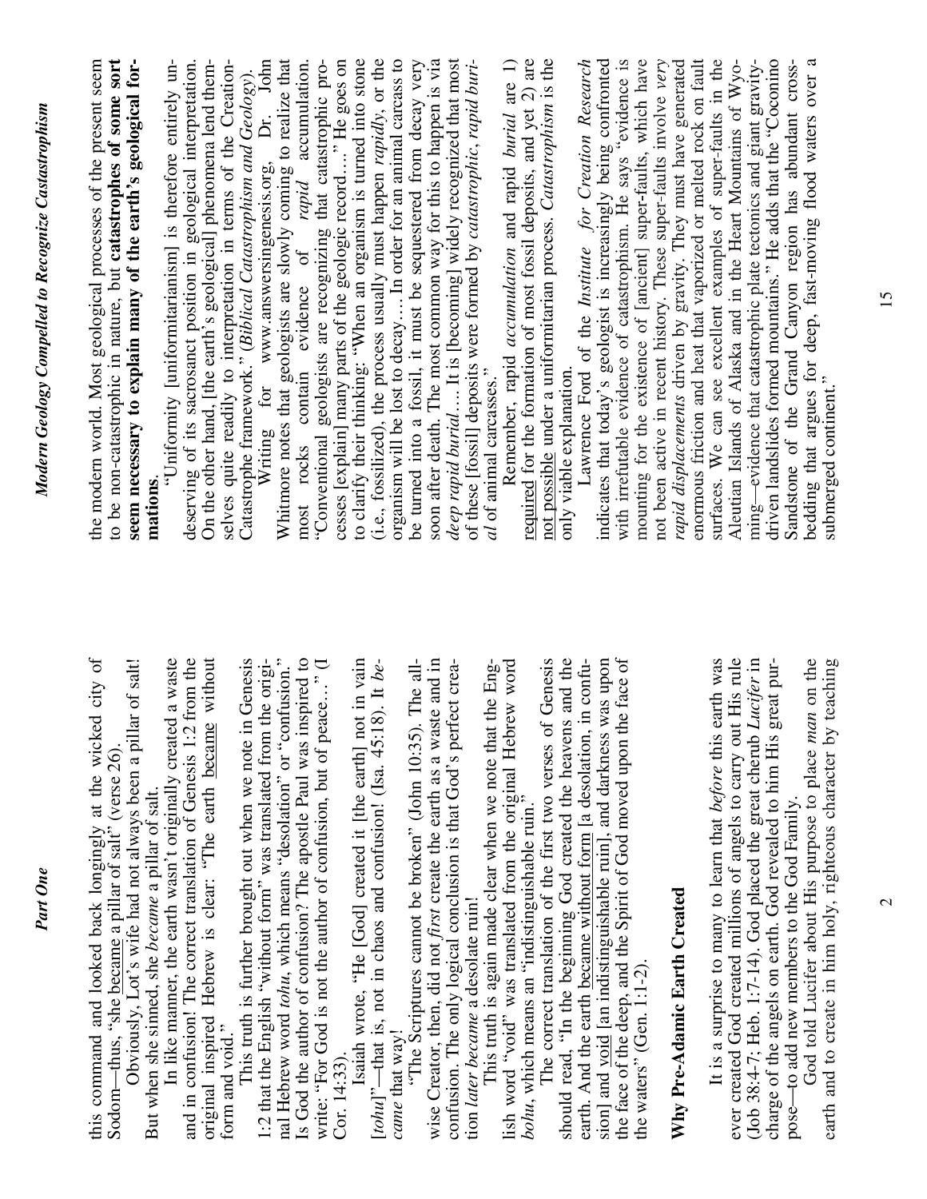this command and looked back longingly at the wicked city of Sodom—thus, "she became a pillar of salt" (verse 26).

Obviously, Lot's wife had not always been a pillar of salt! But when she sinned, she *became* a pillar of salt.

In like manner, the earth wasn't originally created a waste and in confusion! The correct translation of Genesis 1:2 from the original inspired Hebrew is clear: "The earth became without form and void."

This truth is further brought out when we note in Genesis 1:2 that the English "without form" was translated from the original Hebrew word *tohu*, which means "desolation" or "confusion." Is God the author of confusion? The apostle Paul was inspired to write: "For God is not the author of confusion, but of peace…" (I Cor. 14:33).

Isaiah wrote, "He [God] created it [the earth] not in vain [*tohu*]"—that is, not in chaos and confusion! (Isa. 45:18). It *became* that way!

"The Scriptures cannot be broken" (John 10:35). The all-wise Creator, then, did not *first* create the earth as a waste and in confusion. The only logical conclusion is that God's perfect creation *later became* a desolate ruin!

This truth is again made clear when we note that the English word "void" was translated from the original Hebrew word *bohu*, which means an "indistinguishable ruin."

The correct translation of the first two verses of Genesis should read, "In the beginning God created the heavens and the earth. And the earth became without form [a desolation, in confusion] and void [an indistinguishable ruin], and darkness was upon the face of the deep, and the Spirit of God moved upon the face of the waters" (Gen. 1:1-2).

## Why Pre-Adamic Earth Created

It is a surprise to many to learn that *before* this earth was ever created God created millions of angels to carry out His rule (Job 38:4-7; Heb. 1:7-14). God placed the great cherub *Lucifer* in charge of the angels on earth. God revealed to him His great purpose—to add new members to the God Family.

God told Lucifer about His purpose to place *man* on the earth and to create in him holy, righteous character by teaching the modern world. Most geological processes of the present seem to be non-catastrophic in nature, but **catastrophes of some sort seem necessary to explain many of the earth's geological formations**.

"Uniformity [uniformitarianism] is therefore entirely undeserving of its sacrosanct position in geological interpretation. On the other hand, [the earth's geological] phenomena lend themselves quite readily to interpretation in terms of the Creation-Catastrophe framework." (*Biblical Catastrophism and Geology*).

Writing for www.answersingenesis.org, Dr. John Whitmore notes that geologists are slowly coming to realize that most rocks contain evidence of *rapid* accumulation. "Conventional geologists are recognizing that catastrophic processes [explain] many parts of the geologic record…." He goes on to clarify their thinking: "When an organism is turned into stone (i.e., fossilized), the process usually must happen *rapidly*, or the organism will be lost to decay…. In order for an animal carcass to be turned into a fossil, it must be sequestered from decay very soon after death. The most common way for this to happen is via *deep rapid burial*…. It is [becoming] widely recognized that most of these [fossil] deposits were formed by *catastrophic, rapid burial* of animal carcasses."

Remember, rapid *accumulation* and rapid *burial* are 1) required for the formation of most fossil deposits, and yet 2) are not possible under a uniformitarian process. *Catastrophism* is the only viable explanation.

Lawrence Ford of the *Institute for Creation Research* indicates that today's geologist is increasingly being confronted with irrefutable evidence of catastrophism. He says "evidence is mounting for the existence of [ancient] super-faults, which have not been active in recent history. These super-faults involve *very rapid displacements* driven by gravity. They must have generated enormous friction and heat that vaporized or melted rock on fault surfaces. We can see excellent examples of super-faults in the Aleutian Islands of Alaska and in the Heart Mountains of Wyoming—evidence that catastrophic plate tectonics and giant gravity-driven landslides formed mountains." He adds that the "Coconino Sandstone of the Grand Canyon region has abundant cross-bedding that argues for deep, fast-moving flood waters over a submerged continent."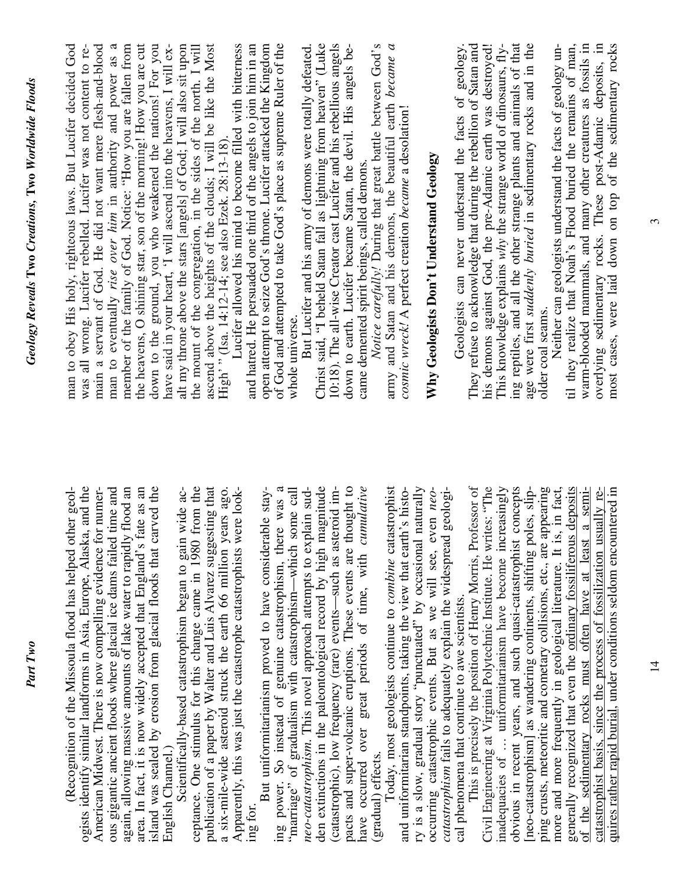(Recognition of the Missoula flood has helped other geologists identify similar landforms in Asia, Europe, Alaska, and the American Midwest. There is now compelling evidence for numerous gigantic ancient floods where glacial ice dams failed time and again, allowing massive amounts of lake water to rapidly flood an area. In fact, it is now widely accepted that England's fate as an island was sealed by erosion from glacial floods that carved the English Channel.)

Scientifically-based catastrophism began to gain wide acceptance. One stimulus for this change came in 1980 from the publication of a paper by Walter and Luis Alvarez suggesting that a six-mile-wide asteroid struck the earth 66 million years ago. Apparently, this was just the catastrophe catastrophists were looking for.

But uniformitarianism proved to have considerable staying power. So instead of genuine catastrophism, there was a "marriage" of gradualism with catastrophism—which some call *neo-catastrophism.* This novel approach attempts to explain sudden extinctions in the paleontological record by high magnitude (catastrophic), low frequency (rare) events—such as asteroid impacts and super-volcanic eruptions. These events are thought to have occurred over great periods of time, with *cumulative* (gradual) effects.

Today, most geologists continue to *combine* catastrophist and uniformitarian standpoints, taking the view that earth's history is a slow, gradual story "punctuated" by occasional naturally occurring catastrophic events. But as we will see, even *neo-catastrophism* fails to adequately explain the widespread geological phenomena that continue to awe scientists.

This is precisely the position of Henry Morris, Professor of Civil Engineering at Virginia Polytechnic Institute. He writes: "The inadequacies of … uniformitarianism have become increasingly obvious in recent years, and such quasi-catastrophist concepts [neo-catastrophism] as wandering continents, shifting poles, slipping crusts, meteoritic and cometary collisions, etc., are appearing more and more frequently in geological literature. It is, in fact, generally recognized that even the ordinary fossiliferous deposits of the sedimentary rocks must often have at least a semi-catastrophist basis, since the process of fossilization usually requires rather rapid burial, under conditions seldom encountered in man to obey His holy, righteous laws. But Lucifer decided God was all wrong. Lucifer rebelled. Lucifer was not content to remain a servant of God. He did not want mere flesh-and-blood man to eventually *rise over him* in authority and power as a member of the family of God. Notice: "How you are fallen from the heavens, O shining star, son of the morning! How you are cut down to the ground, you who weakened the nations! For you have said in your heart, 'I will ascend into the heavens, I will exalt my throne above the stars [angels] of God; I will also sit upon the mount of the congregation, in the sides of the north. I will ascend above the heights of the clouds; I will be like the Most High' " (Isa. 14:12-14; see also Ezek. 28:13-18).

Lucifer allowed his mind to become filled with bitterness and hatred. He persuaded one third of the angels to join him in an open attempt to seize God's throne. Lucifer attacked the Kingdom of God and attempted to take God's place as supreme Ruler of the whole universe.

But Lucifer and his army of demons were totally defeated. Christ said, "I beheld Satan fall as lightning from heaven" (Luke 10:18). The all-wise Creator cast Lucifer and his rebellious angels down to earth. Lucifer became Satan, the devil. His angels became demented spirit beings, called demons.

*Notice carefully!* During that great battle between God's army and Satan and his demons, the beautiful earth *became a cosmic wreck!* A perfect creation *became* a desolation!

## Why Geologists Don't Understand Geology

Geologists can never understand the facts of geology. They refuse to acknowledge that during the rebellion of Satan and his demons against God, the pre-Adamic earth was destroyed! This knowledge explains *why* the strange world of dinosaurs, flying reptiles, and all the other strange plants and animals of that age were first *suddenly buried* in sedimentary rocks and in the older coal seams.

Neither can geologists understand the facts of geology until they realize that Noah's Flood buried the remains of man, warm-blooded mammals, and many other creatures as fossils in overlying sedimentary rocks. These post-Adamic deposits, in most cases, were laid down on top of the sedimentary rocks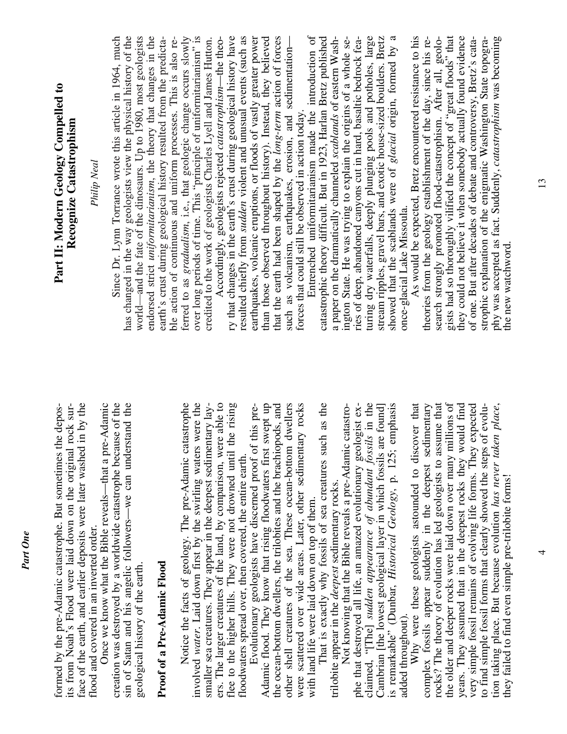formed by the pre-Adamic catastrophe. But sometimes the deposits from Noah's Flood were laid down on the original rock surface of the earth, and earlier deposits were later washed in by the flood and covered in an inverted order.

Once we know what the Bible reveals—that a pre-Adamic creation was destroyed by a worldwide catastrophe because of the sin of Satan and his angelic followers—we can understand the geological history of the earth.

## Proof of a Pre-Adamic Flood

Notice the facts of geology. The pre-Adamic catastrophe involved *water*. Laid down first by the swirling waters were the smaller sea creatures. They appear in the deepest sedimentary layers. The larger creatures of the land, by comparison, were able to flee to the higher hills. They were not drowned until the rising floodwaters spread over, then covered, the entire earth.

Evolutionary geologists have discerned proof of this pre-Adamic flood. They know that rising floodwaters first swept up the ocean-bottom dwellers, the trilobites and the brachiopods, and other shell creatures of the sea. These ocean-bottom dwellers were scattered over wide areas. Later, other sedimentary rocks with land life were laid down on top of them.

That is exactly why fossils of sea creatures such as the trilobite appear in the *deepest* sedimentary rocks.

Not knowing that the Bible reveals a pre-Adamic catastrophe that destroyed all life, an amazed evolutionary geologist exclaimed, "[The] *sudden appearance of abundant fossils* in the Cambrian [the lowest geological layer in which fossils are found] is remarkable" (Dunbar, *Historical Geology*, p. 125; emphasis added throughout).

Why were these geologists astounded to discover that complex fossils appear suddenly in the deepest sedimentary rocks? The theory of evolution has led geologists to assume that the older and deeper rocks were laid down over many millions of years. They assumed that in the deepest rocks they would find very simple fossil remains of evolving life forms. They expected to find simple fossil forms that clearly showed the steps of evolution taking place. But because evolution *has never taken place*, they failed to find even simple pre-trilobite forms!

# Part II: Modern Geology Compelled to Recognize Catastrophism

*Philip Neal*

Since Dr. Lynn Torrance wrote this article in 1964, much has changed in the way geologists view the physical history of the world—and the fate of the dinosaurs. Up to 1980, most geologists endorsed strict *uniformitarianism*, the theory that changes in the earth's crust during geological history resulted from the predictable action of continuous and uniform processes. This is also referred to as *gradualism*, i.e., that geologic change occurs slowly over long periods of time. This "principle of uniformitarianism" is credited to the work of geologists Charles Lyell and James Hutton.

Accordingly, geologists rejected *catastrophism*—the theory that changes in the earth's crust during geological history have resulted chiefly from *sudden* violent and unusual events (such as earthquakes, volcanic eruptions, or floods of vastly greater power than those observed throughout history). Instead, they believed that the earth had been shaped by the *long-term* action of forces such as volcanism, earthquakes, erosion, and sedimentation—forces that could still be observed in action today.

Entrenched uniformitarianism made the introduction of catastrophic theory difficult. But in 1923, Harlan Bretz published a paper on the dramatically channeled *scablands* of eastern Washington State. He was trying to explain the origins of a whole series of deep, abandoned canyons cut in hard, basaltic bedrock featuring dry waterfalls, deeply plunging pools and potholes, large stream ripples, gravel bars, and exotic house-sized boulders. Bretz showed that the scablands were of *glacial* origin, formed by a once-glacial Lake Missoula.

As would be expected, Bretz encountered resistance to his theories from the geology establishment of the day, since his research strongly promoted flood-catastrophism. After all, geologists had so thoroughly vilified the concept of "great floods" that they could not believe it when somebody actually found evidence of one. But after decades of debate and controversy, Bretz's catastrophic explanation of the enigmatic Washington State topography was accepted as fact. Suddenly, *catastrophism* was becoming the new watchword.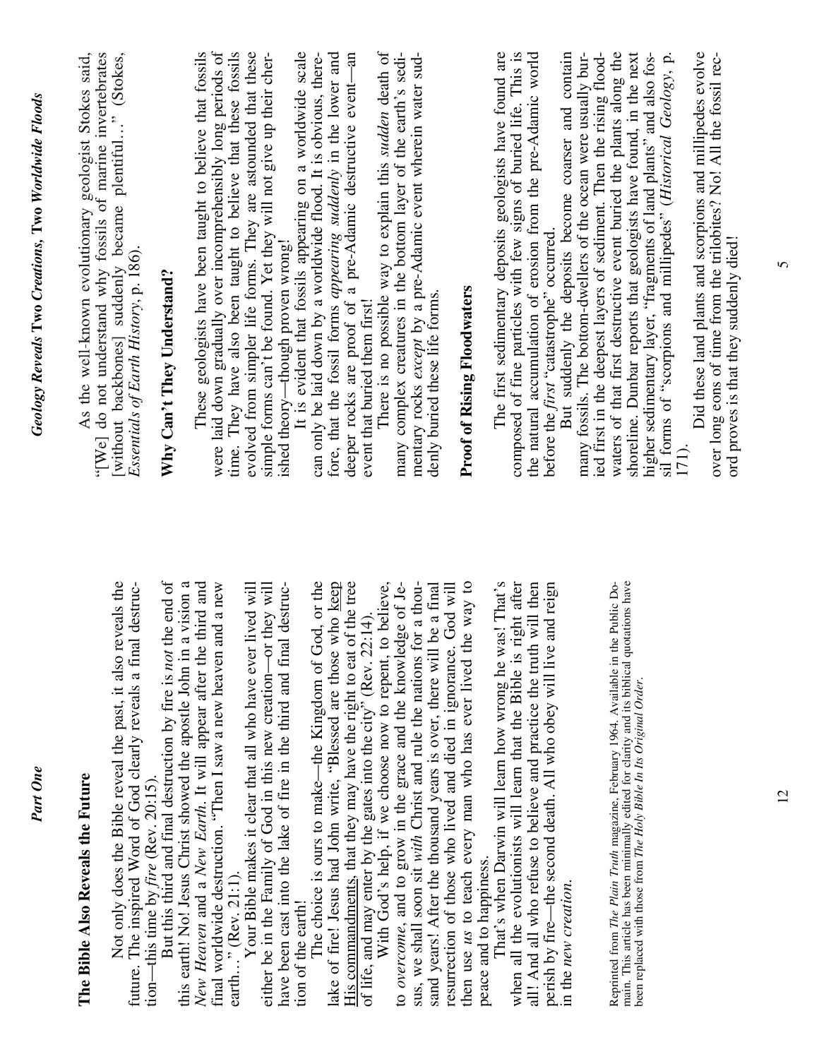## The Bible Also Reveals the Future

Not only does the Bible reveal the past, it also reveals the future. The inspired Word of God clearly reveals a final destruction—this time by *fire* (Rev. 20:15).

But this third and final destruction by fire is *not* the end of this earth! No! Jesus Christ showed the apostle John in a vision a *New Heaven* and a *New Earth*. It will appear after the third and final worldwide destruction. "Then I saw a new heaven and a new earth..." (Rev. 21:1).

Your Bible makes it clear that all who have ever lived will either be in the Family of God in this new creation—or they will have been cast into the lake of fire in the third and final destruction of the earth!

The choice is ours to make—the Kingdom of God, or the lake of fire! Jesus had John write, "Blessed are those who keep His commandments, that they may have the right to eat of the tree of life, and may enter by the gates into the city" (Rev. 22:14).

With God's help, if we choose now to repent, to believe, to *overcome*, and to grow in the grace and the knowledge of Jesus, we shall soon sit *with* Christ and rule the nations for a thousand years! After the thousand years is over, there will be a final resurrection of those who lived and died in ignorance. God will then use *us* to teach every man who has ever lived the way to peace and to happiness.

That's when Darwin will learn how wrong he was! That's when all the evolutionists will learn that the Bible is right after all! And all who refuse to believe and practice the truth will then perish by fire—the second death. All who obey will live and reign in the *new creation*.

Reprinted from *The Plain Truth* magazine, February 1964. Available in the Public Domain. This article has been minimally edited for clarity and its biblical quotations have been replaced with those from *The Holy Bible In Its Original Order*.

As the well-known evolutionary geologist Stokes said, "[We] do not understand why fossils of marine invertebrates [without backbones] suddenly became plentiful..." (Stokes, *Essentials of Earth History*, p. 186).

## Why Can't They Understand?

These geologists have been taught to believe that fossils were laid down gradually over incomprehensibly long periods of time. They have also been taught to believe that these fossils evolved from simpler life forms. They are astounded that these simple forms can't be found. Yet they will not give up their cherished theory—though proven wrong!

It is evident that fossils appearing on a worldwide scale can only be laid down by a worldwide flood. It is obvious, therefore, that the fossil forms *appearing suddenly* in the lower and deeper rocks are proof of a pre-Adamic destructive event—an event that buried them first!

There is no possible way to explain this *sudden* death of many complex creatures in the bottom layer of the earth's sedimentary rocks *except* by a pre-Adamic event wherein water suddenly buried these life forms.

## Proof of Rising Floodwaters

The first sedimentary deposits geologists have found are composed of fine particles with few signs of buried life. This is the natural accumulation of erosion from the pre-Adamic world before the *first* "catastrophe" occurred.

But suddenly the deposits become coarser and contain many fossils. The bottom-dwellers of the ocean were usually buried first in the deepest layers of sediment. Then the rising floodwaters of that first destructive event buried the plants along the shoreline. Dunbar reports that geologists have found, in the next higher sedimentary layer, "fragments of land plants" and also fossil forms of "scorpions and millipedes" (*Historical Geology*, p. 171).

Did these land plants and scorpions and millipedes evolve over long eons of time from the trilobites? No! All the fossil record proves is that they suddenly died!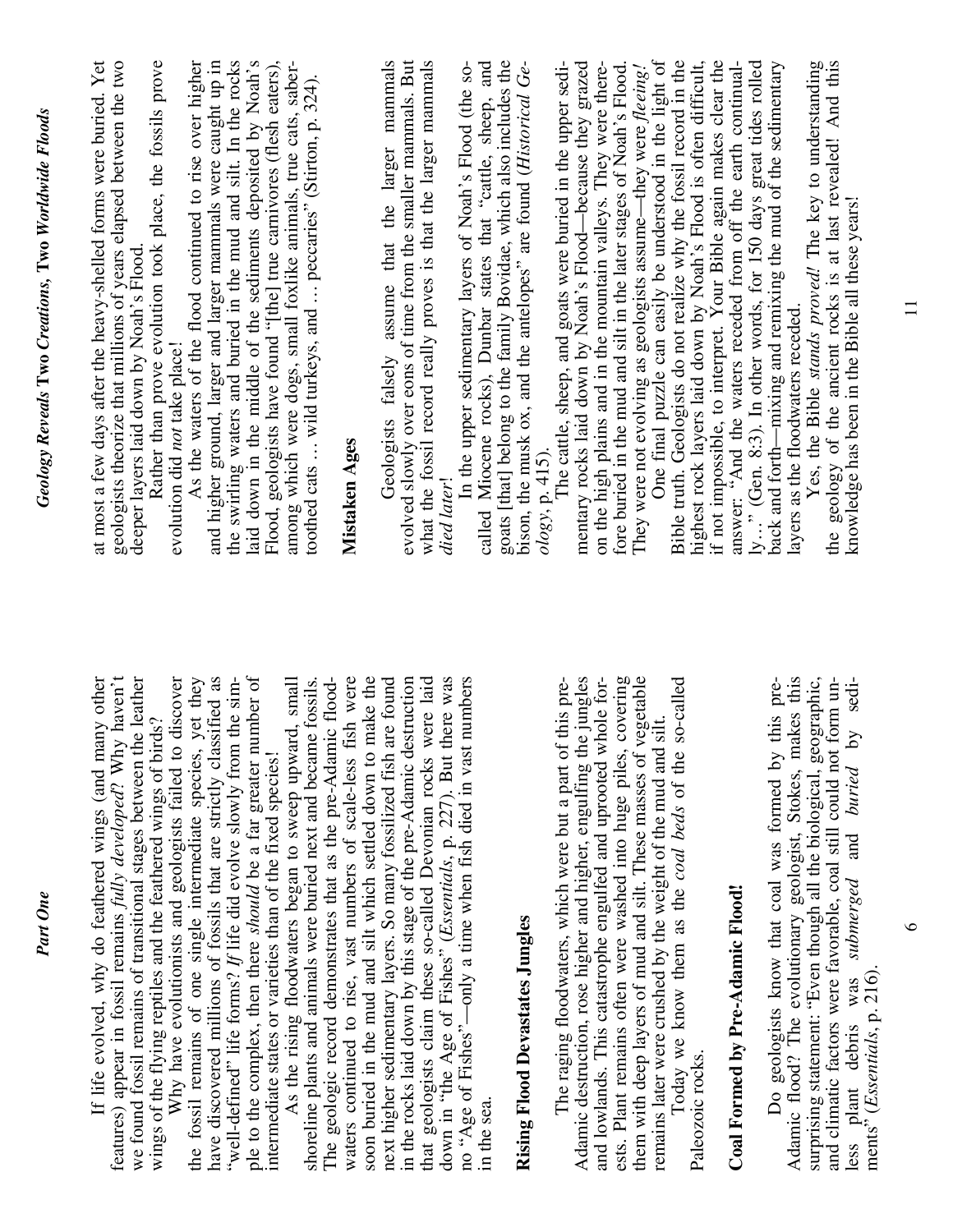If life evolved, why do feathered wings (and many other features) appear in fossil remains *fully developed*? Why haven't we found fossil remains of transitional stages between the leather wings of the flying reptiles and the feathered wings of birds?

Why have evolutionists and geologists failed to discover the fossil remains of one single intermediate species, yet they have discovered millions of fossils that are strictly classified as "well-defined" life forms? *If* life did evolve slowly from the simple to the complex, then there *should* be a far greater number of intermediate states or varieties than of the fixed species!

As the rising floodwaters began to sweep upward, small shoreline plants and animals were buried next and became fossils. The geologic record demonstrates that as the pre-Adamic floodwaters continued to rise, vast numbers of scale-less fish were soon buried in the mud and silt which settled down to make the next higher sedimentary layers. So many fossilized fish are found in the rocks laid down by this stage of the pre-Adamic destruction that geologists claim these so-called Devonian rocks were laid down in "the Age of Fishes" (*Essentials*, p. 227). But there was no "Age of Fishes"—only a time when fish died in vast numbers in the sea.

## Rising Flood Devastates Jungles

The raging floodwaters, which were but a part of this pre-Adamic destruction, rose higher and higher, engulfing the jungles and lowlands. This catastrophe engulfed and uprooted whole forests. Plant remains often were washed into huge piles, covering them with deep layers of mud and silt. These masses of vegetable remains later were crushed by the weight of the mud and silt.

Today we know them as the *coal beds* of the so-called Paleozoic rocks.

## Coal Formed by Pre-Adamic Flood!

Do geologists know that coal was formed by this pre-Adamic flood? The evolutionary geologist, Stokes, makes this surprising statement: "Even though all the biological, geographic, and climatic factors were favorable, coal still could not form unless plant debris was *submerged* and *buried* by sediments" (*Essentials*, p. 216).

at most a few days after the heavy-shelled forms were buried. Yet geologists theorize that millions of years elapsed between the two deeper layers laid down by Noah's Flood.

Rather than prove evolution took place, the fossils prove evolution did *not* take place!

As the waters of the flood continued to rise over higher and higher ground, larger and larger mammals were caught up in the swirling waters and buried in the mud and silt. In the rocks laid down in the middle of the sediments deposited by Noah's Flood, geologists have found "[the] true carnivores (flesh eaters), among which were dogs, small foxlike animals, true cats, saber-toothed cats ... wild turkeys, and ... peccaries" (Stirton, p. 324).

## Mistaken Ages

Geologists falsely assume that the larger mammals evolved slowly over eons of time from the smaller mammals. But what the fossil record really proves is that the larger mammals *died later*!

In the upper sedimentary layers of Noah's Flood (the so-called Miocene rocks), Dunbar states that "cattle, sheep, and goats [that] belong to the family Bovidae, which also includes the bison, the musk ox, and the antelopes" are found (*Historical Geology*, p. 415).

The cattle, sheep, and goats were buried in the upper sedimentary rocks laid down by Noah's Flood—because they grazed on the high plains and in the mountain valleys. They were therefore buried in the mud and silt in the later stages of Noah's Flood. They were not evolving as geologists assume—they were *fleeing!*

One final puzzle can easily be understood in the light of Bible truth. Geologists do not realize why the fossil record in the highest rock layers laid down by Noah's Flood is often difficult, if not impossible, to interpret. Your Bible again makes clear the answer: "And the waters receded from off the earth continually..." (Gen. 8:3). In other words, for 150 days great tides rolled back and forth—mixing and remixing the mud of the sedimentary layers as the floodwaters receded.

Yes, the Bible *stands proved!* The key to understanding the geology of the ancient rocks is at last revealed! And this knowledge has been in the Bible all these years!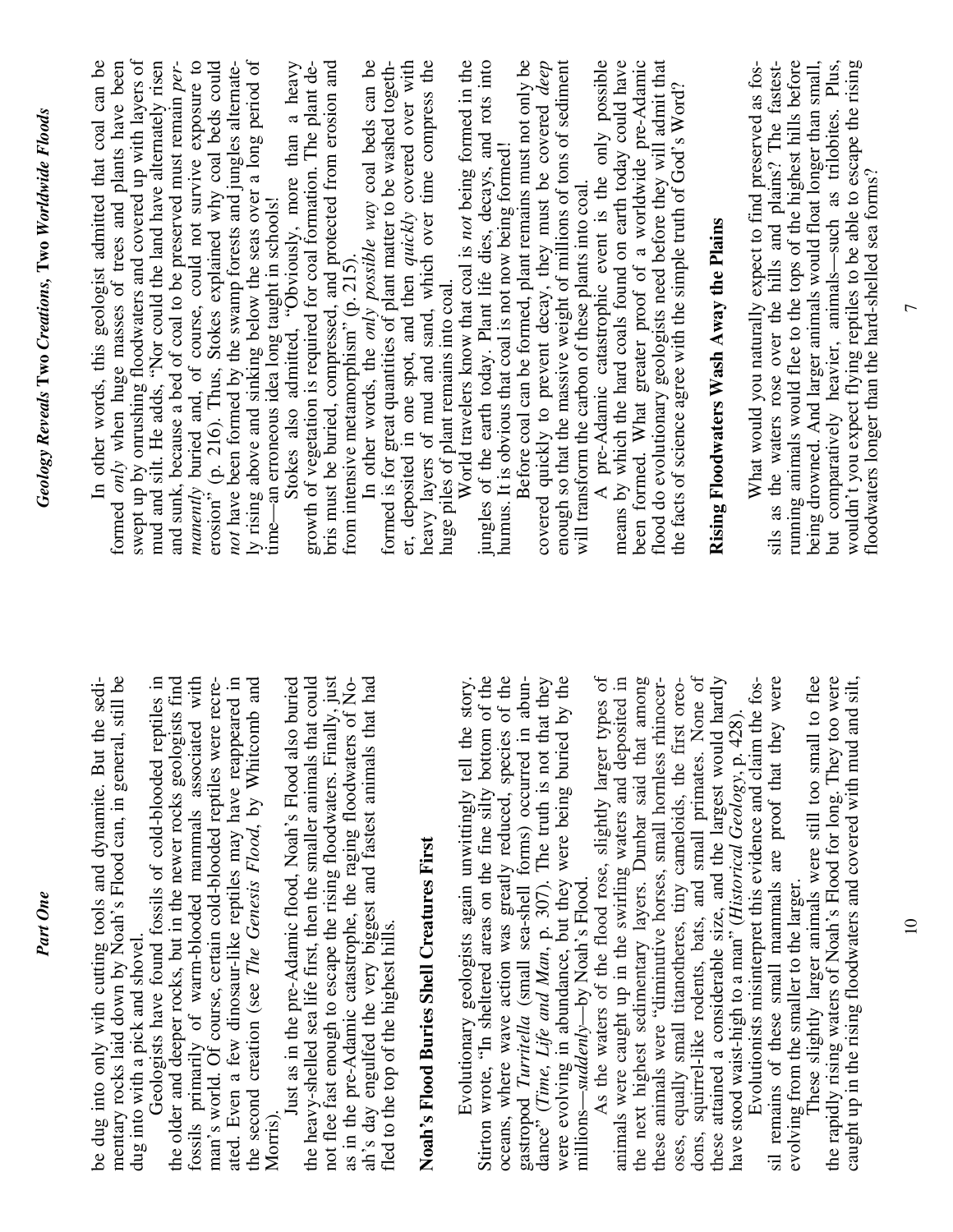be dug into only with cutting tools and dynamite. But the sedimentary rocks laid down by Noah's Flood can, in general, still be dug into with a pick and shovel.

Geologists have found fossils of cold-blooded reptiles in the older and deeper rocks, but in the newer rocks geologists find fossils primarily of warm-blooded mammals associated with man's world. Of course, certain cold-blooded reptiles were recreated. Even a few dinosaur-like reptiles may have reappeared in the second creation (see *The Genesis Flood*, by Whitcomb and Morris).

Just as in the pre-Adamic flood, Noah's Flood also buried the heavy-shelled sea life first, then the smaller animals that could not flee fast enough to escape the rising floodwaters. Finally, just as in the pre-Adamic catastrophe, the raging floodwaters of Noah's day engulfed the very biggest and fastest animals that had fled to the top of the highest hills.

## Noah's Flood Buries Shell Creatures First

Evolutionary geologists again unwittingly tell the story. Stirton wrote, "In sheltered areas on the fine silty bottom of the oceans, where wave action was greatly reduced, species of the gastropod *Turritella* (small sea-shell forms) occurred in abundance" (*Time, Life and Man*, p. 307). The truth is not that they were evolving in abundance, but they were being buried by the millions—*suddenly*—by Noah's Flood.

As the waters of the flood rose, slightly larger types of animals were caught up in the swirling waters and deposited in the next highest sedimentary layers. Dunbar said that among these animals were "diminutive horses, small hornless rhinoceroses, equally small titanotheres, tiny cameloids, the first oreodons, squirrel-like rodents, bats, and small primates. None of these attained a considerable size, and the largest would hardly have stood waist-high to a man" (*Historical Geology*, p. 428).

Evolutionists misinterpret this evidence and claim the fossil remains of these small mammals are proof that they were evolving from the smaller to the larger.

These slightly larger animals were still too small to flee the rapidly rising waters of Noah's Flood for long. They too were caught up in the rising floodwaters and covered with mud and silt,

In other words, this geologist admitted that coal can be formed *only* when huge masses of trees and plants have been swept up by onrushing floodwaters and covered up with layers of mud and silt. He adds, "Nor could the land have alternately risen and sunk, because a bed of coal to be preserved must remain *permanently* buried and, of course, could not survive exposure to erosion" (p. 216). Thus, Stokes explained why coal beds could *not* have been formed by the swamp forests and jungles alternately rising above and sinking below the seas over a long period of time—an erroneous idea long taught in schools!

Stokes also admitted, "Obviously, more than a heavy growth of vegetation is required for coal formation. The plant debris must be buried, compressed, and protected from erosion and from intensive metamorphism" (p. 215).

In other words, the *only possible way* coal beds can be formed is for great quantities of plant matter to be washed together, deposited in one spot, and then *quickly* covered over with heavy layers of mud and sand, which over time compress the huge piles of plant remains into coal.

World travelers know that coal is *not* being formed in the jungles of the earth today. Plant life dies, decays, and rots into humus. It is obvious that coal is not now being formed!

Before coal can be formed, plant remains must not only be covered quickly to prevent decay, they must be covered *deep* enough so that the massive weight of millions of tons of sediment will transform the carbon of these plants into coal.

A pre-Adamic catastrophic event is the only possible means by which the hard coals found on earth today could have been formed. What greater proof of a worldwide pre-Adamic flood do evolutionary geologists need before they will admit that the facts of science agree with the simple truth of God's Word?

## Rising Floodwaters Wash Away the Plains

What would you naturally expect to find preserved as fossils as the waters rose over the hills and plains? The fastest-running animals would flee to the tops of the highest hills before being drowned. And larger animals would float longer than small, but comparatively heavier, animals—such as trilobites. Plus, wouldn't you expect flying reptiles to be able to escape the rising floodwaters longer than the hard-shelled sea forms?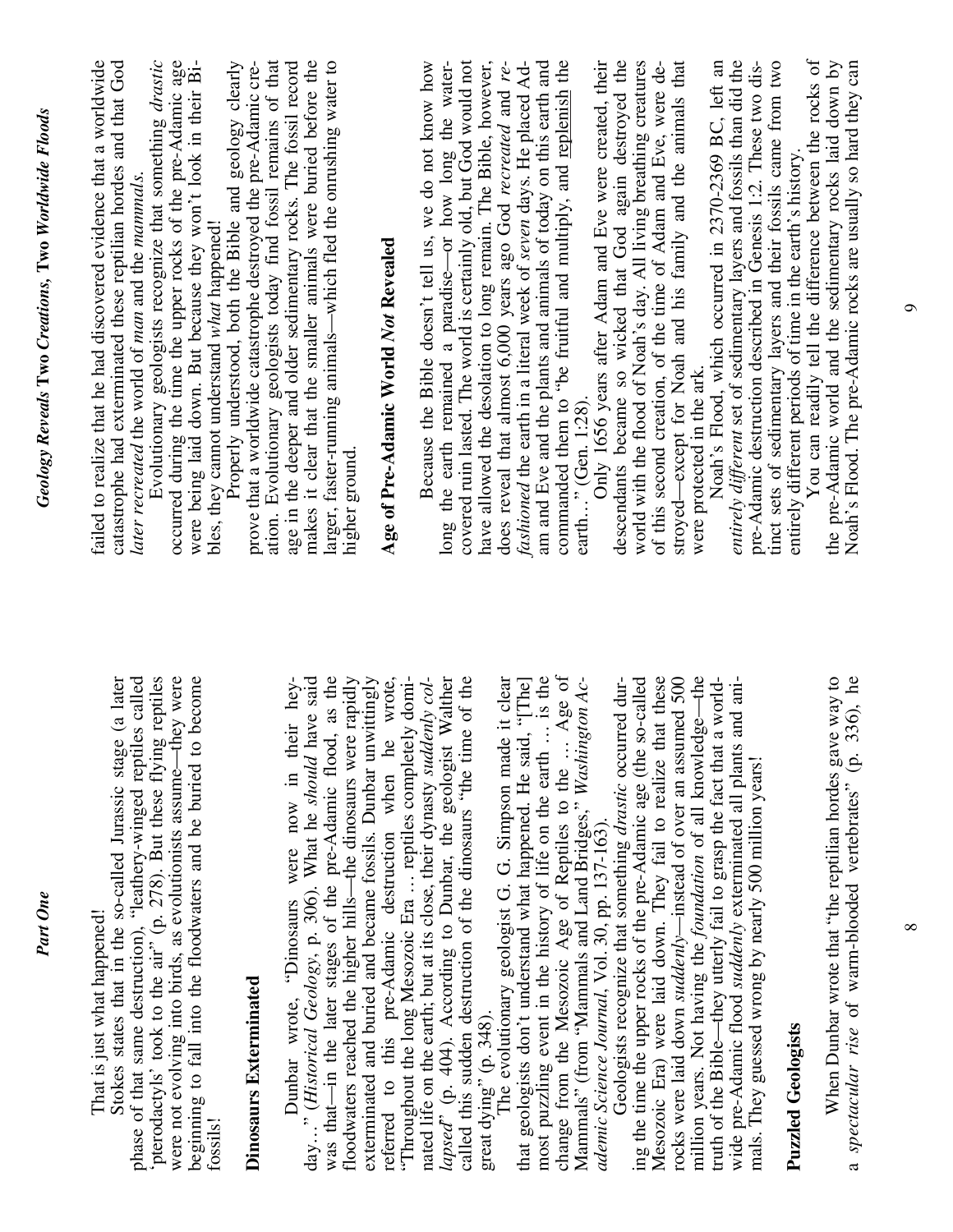That is just what happened!

Stokes states that in the so-called Jurassic stage (a later phase of that same destruction), "leathery-winged reptiles called 'pterodactyls' took to the air" (p. 278). But these flying reptiles were not evolving into birds, as evolutionists assume—they were beginning to fall into the floodwaters and be buried to become fossils!

## Dinosaurs Exterminated

Dunbar wrote, "Dinosaurs were now in their heyday…" (*Historical Geology*, p. 306). What he *should* have said was that—in the later stages of the pre-Adamic flood, as the floodwaters reached the higher hills—the dinosaurs were rapidly exterminated and buried and became fossils. Dunbar unwittingly referred to this pre-Adamic destruction when he wrote, "Throughout the long Mesozoic Era … reptiles completely dominated life on the earth; but at its close, their dynasty *suddenly collapsed*" (p. 404). According to Dunbar, the geologist Walther called this sudden destruction of the dinosaurs "the time of the great dying" (p. 348).

The evolutionary geologist G. G. Simpson made it clear that geologists don't understand what happened. He said, "[The] most puzzling event in the history of life on the earth … is the change from the Mesozoic Age of Reptiles to the … Age of Mammals" (from "Mammals and Land Bridges," *Washington Academic Science Journal*, Vol. 30, pp. 137-163).

Geologists recognize that something *drastic* occurred during the time the upper rocks of the pre-Adamic age (the so-called Mesozoic Era) were laid down. They fail to realize that these rocks were laid down *suddenly*—instead of over an assumed 500 million years. Not having the *foundation* of all knowledge—the truth of the Bible—they utterly fail to grasp the fact that a worldwide pre-Adamic flood *suddenly* exterminated all plants and animals. They guessed wrong by nearly 500 million years!

## Puzzled Geologists

When Dunbar wrote that "the reptilian hordes gave way to a *spectacular rise* of warm-blooded vertebrates" (p. 336), he failed to realize that he had discovered evidence that a worldwide catastrophe had exterminated these reptilian hordes and that God *later recreated* the world of *man* and the *mammals*.

Evolutionary geologists recognize that something *drastic* occurred during the time the upper rocks of the pre-Adamic age were being laid down. But because they won't look in their Bibles, they cannot understand *what* happened!

Properly understood, both the Bible and geology clearly prove that a worldwide catastrophe destroyed the pre-Adamic creation. Evolutionary geologists today find fossil remains of that age in the deeper and older sedimentary rocks. The fossil record makes it clear that the smaller animals were buried before the larger, faster-running animals—which fled the onrushing water to higher ground.

## Age of Pre-Adamic World *Not* Revealed

Because the Bible doesn't tell us, we do not know how long the earth remained a paradise—or how long the water-covered ruin lasted. The world is certainly old, but God would not have allowed the desolation to long remain. The Bible, however, does reveal that almost 6,000 years ago God *recreated* and *refashioned* the earth in a literal week of *seven* days. He placed Adam and Eve and the plants and animals of today on this earth and commanded them to "be fruitful and multiply, and replenish the earth…" (Gen. 1:28).

Only 1656 years after Adam and Eve were created, their descendants became so wicked that God again destroyed the world with the flood of Noah's day. All living breathing creatures of this second creation, of the time of Adam and Eve, were destroyed—except for Noah and his family and the animals that were protected in the ark.

Noah's Flood, which occurred in 2370-2369 BC, left an *entirely different* set of sedimentary layers and fossils than did the pre-Adamic destruction described in Genesis 1:2. These two distinct sets of sedimentary layers and their fossils came from two entirely different periods of time in the earth's history.

You can readily tell the difference between the rocks of the pre-Adamic world and the sedimentary rocks laid down by Noah's Flood. The pre-Adamic rocks are usually so hard they can